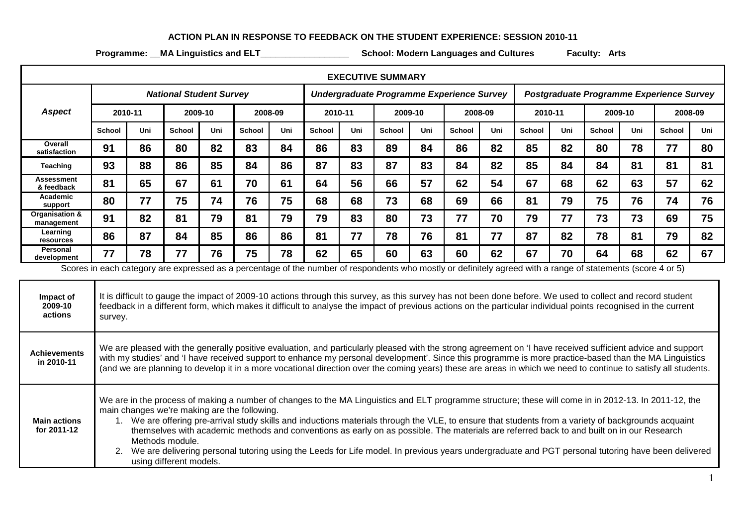# ACTION PLAN IN RESPONSE TO FEEDBACK ON THE STUDENT EXPERIENCE: SESSION 2010-11

**Programme: \_\_MA Linguistics and ELT\_\_\_\_\_\_\_\_\_\_\_\_\_\_\_\_\_\_ School: Modern Languages and Cultures Faculty: Arts**

| EXECUTIVE SUMMARY | | | | | | | | | | | | | | | | | | |
|---|---|---|---|---|---|---|---|---|---|---|---|---|---|---|---|---|---|---|
| ***Aspect*** | ***National Student Survey*** | | | | | | ***Undergraduate Programme Experience Survey*** | | | | | | ***Postgraduate Programme Experience Survey*** | | | | | |
| | **2010-11** | | **2009-10** | | **2008-09** | | **2010-11** | | **2009-10** | | **2008-09** | | **2010-11** | | **2009-10** | | **2008-09** | |
| | **School** | **Uni** | **School** | **Uni** | **School** | **Uni** | **School** | **Uni** | **School** | **Uni** | **School** | **Uni** | **School** | **Uni** | **School** | **Uni** | **School** | **Uni** |
| **Overall satisfaction** | **91** | **86** | **80** | **82** | **83** | **84** | **86** | **83** | **89** | **84** | **86** | **82** | **85** | **82** | **80** | **78** | **77** | **80** |
| **Teaching** | **93** | **88** | **86** | **85** | **84** | **86** | **87** | **83** | **87** | **83** | **84** | **82** | **85** | **84** | **84** | **81** | **81** | **81** |
| **Assessment & feedback** | **81** | **65** | **67** | **61** | **70** | **61** | **64** | **56** | **66** | **57** | **62** | **54** | **67** | **68** | **62** | **63** | **57** | **62** |
| **Academic support** | **80** | **77** | **75** | **74** | **76** | **75** | **68** | **68** | **73** | **68** | **69** | **66** | **81** | **79** | **75** | **76** | **74** | **76** |
| **Organisation & management** | **91** | **82** | **81** | **79** | **81** | **79** | **79** | **83** | **80** | **73** | **77** | **70** | **79** | **77** | **73** | **73** | **69** | **75** |
| **Learning resources** | **86** | **87** | **84** | **85** | **86** | **86** | **81** | **77** | **78** | **76** | **81** | **77** | **87** | **82** | **78** | **81** | **79** | **82** |
| **Personal development** | **77** | **78** | **77** | **76** | **75** | **78** | **62** | **65** | **60** | **63** | **60** | **62** | **67** | **70** | **64** | **68** | **62** | **67** |

Scores in each category are expressed as a percentage of the number of respondents who mostly or definitely agreed with a range of statements (score 4 or 5)

| | |
|---|---|
| **Impact of 2009-10 actions** | It is difficult to gauge the impact of 2009-10 actions through this survey, as this survey has not been done before. We used to collect and record student feedback in a different form, which makes it difficult to analyse the impact of previous actions on the particular individual points recognised in the current survey. |
| **Achievements in 2010-11** | We are pleased with the generally positive evaluation, and particularly pleased with the strong agreement on 'I have received sufficient advice and support with my studies' and 'I have received support to enhance my personal development'. Since this programme is more practice-based than the MA Linguistics (and we are planning to develop it in a more vocational direction over the coming years) these are areas in which we need to continue to satisfy all students. |
| **Main actions for 2011-12** | We are in the process of making a number of changes to the MA Linguistics and ELT programme structure; these will come in in 2012-13. In 2011-12, the main changes we're making are the following.<br>1. We are offering pre-arrival study skills and inductions materials through the VLE, to ensure that students from a variety of backgrounds acquaint themselves with academic methods and conventions as early on as possible. The materials are referred back to and built on in our Research Methods module.<br>2. We are delivering personal tutoring using the Leeds for Life model. In previous years undergraduate and PGT personal tutoring have been delivered using different models. |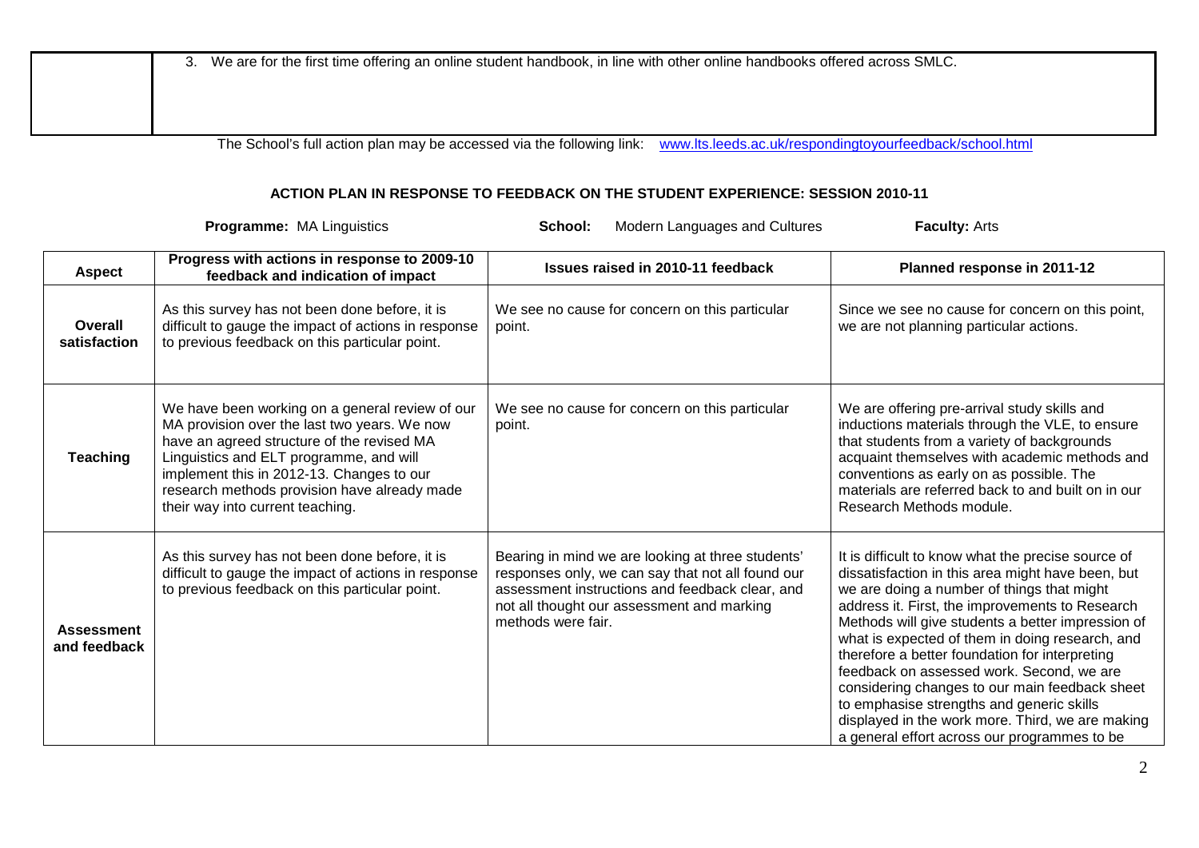| | 3. We are for the first time offering an online student handbook, in line with other online handbooks offered across SMLC. |
|---|---|

The School's full action plan may be accessed via the following link: www.lts.leeds.ac.uk/respondingtoyourfeedback/school.html

## ACTION PLAN IN RESPONSE TO FEEDBACK ON THE STUDENT EXPERIENCE: SESSION 2010-11

**Programme:** MA Linguistics **School:** Modern Languages and Cultures **Faculty:** Arts

| Aspect | Progress with actions in response to 2009-10 feedback and indication of impact | Issues raised in 2010-11 feedback | Planned response in 2011-12 |
|---|---|---|---|
| **Overall satisfaction** | As this survey has not been done before, it is difficult to gauge the impact of actions in response to previous feedback on this particular point. | We see no cause for concern on this particular point. | Since we see no cause for concern on this point, we are not planning particular actions. |
| **Teaching** | We have been working on a general review of our MA provision over the last two years. We now have an agreed structure of the revised MA Linguistics and ELT programme, and will implement this in 2012-13. Changes to our research methods provision have already made their way into current teaching. | We see no cause for concern on this particular point. | We are offering pre-arrival study skills and inductions materials through the VLE, to ensure that students from a variety of backgrounds acquaint themselves with academic methods and conventions as early on as possible. The materials are referred back to and built on in our Research Methods module. |
| **Assessment and feedback** | As this survey has not been done before, it is difficult to gauge the impact of actions in response to previous feedback on this particular point. | Bearing in mind we are looking at three students' responses only, we can say that not all found our assessment instructions and feedback clear, and not all thought our assessment and marking methods were fair. | It is difficult to know what the precise source of dissatisfaction in this area might have been, but we are doing a number of things that might address it. First, the improvements to Research Methods will give students a better impression of what is expected of them in doing research, and therefore a better foundation for interpreting feedback on assessed work. Second, we are considering changes to our main feedback sheet to emphasise strengths and generic skills displayed in the work more. Third, we are making a general effort across our programmes to be |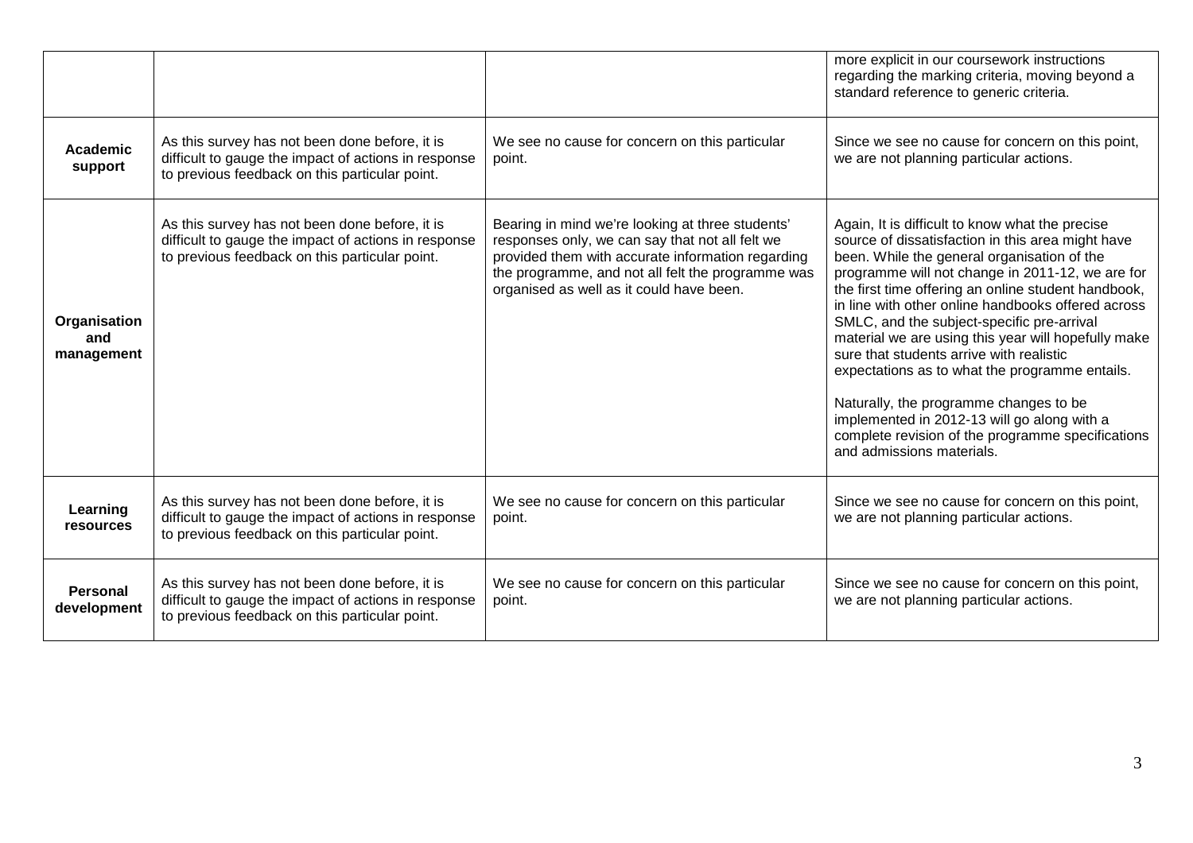| | | | |
|---|---|---|---|
| | | | more explicit in our coursework instructions regarding the marking criteria, moving beyond a standard reference to generic criteria. |
| **Academic support** | As this survey has not been done before, it is difficult to gauge the impact of actions in response to previous feedback on this particular point. | We see no cause for concern on this particular point. | Since we see no cause for concern on this point, we are not planning particular actions. |
| **Organisation and management** | As this survey has not been done before, it is difficult to gauge the impact of actions in response to previous feedback on this particular point. | Bearing in mind we're looking at three students' responses only, we can say that not all felt we provided them with accurate information regarding the programme, and not all felt the programme was organised as well as it could have been. | Again, It is difficult to know what the precise source of dissatisfaction in this area might have been. While the general organisation of the programme will not change in 2011-12, we are for the first time offering an online student handbook, in line with other online handbooks offered across SMLC, and the subject-specific pre-arrival material we are using this year will hopefully make sure that students arrive with realistic expectations as to what the programme entails.<br><br>Naturally, the programme changes to be implemented in 2012-13 will go along with a complete revision of the programme specifications and admissions materials. |
| **Learning resources** | As this survey has not been done before, it is difficult to gauge the impact of actions in response to previous feedback on this particular point. | We see no cause for concern on this particular point. | Since we see no cause for concern on this point, we are not planning particular actions. |
| **Personal development** | As this survey has not been done before, it is difficult to gauge the impact of actions in response to previous feedback on this particular point. | We see no cause for concern on this particular point. | Since we see no cause for concern on this point, we are not planning particular actions. |